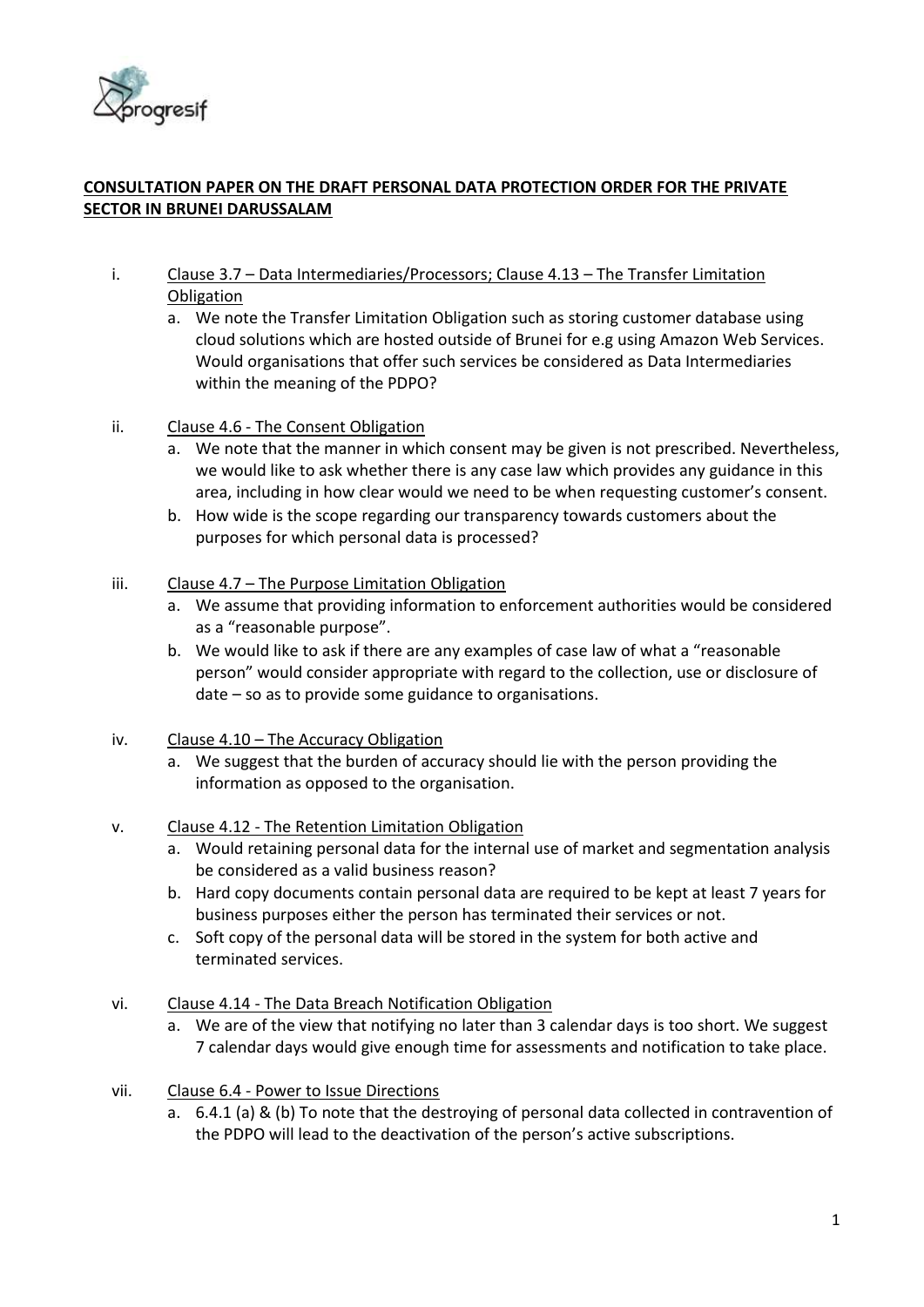**<u>CONSULTATION PAPER ON THE DRAFT PERSONAL DATA PROTECTION ORDER FOR THE PRIVATE SECTOR IN BRUNEI DARUSSALAM</u>**

i. <u>Clause 3.7 – Data Intermediaries/Processors; Clause 4.13 – The Transfer Limitation Obligation</u>
   a. We note the Transfer Limitation Obligation such as storing customer database using cloud solutions which are hosted outside of Brunei for e.g using Amazon Web Services. Would organisations that offer such services be considered as Data Intermediaries within the meaning of the PDPO?

ii. <u>Clause 4.6 - The Consent Obligation</u>
   a. We note that the manner in which consent may be given is not prescribed. Nevertheless, we would like to ask whether there is any case law which provides any guidance in this area, including in how clear would we need to be when requesting customer's consent.
   b. How wide is the scope regarding our transparency towards customers about the purposes for which personal data is processed?

iii. <u>Clause 4.7 – The Purpose Limitation Obligation</u>
   a. We assume that providing information to enforcement authorities would be considered as a "reasonable purpose".
   b. We would like to ask if there are any examples of case law of what a "reasonable person" would consider appropriate with regard to the collection, use or disclosure of date – so as to provide some guidance to organisations.

iv. <u>Clause 4.10 – The Accuracy Obligation</u>
   a. We suggest that the burden of accuracy should lie with the person providing the information as opposed to the organisation.

v. <u>Clause 4.12 - The Retention Limitation Obligation</u>
   a. Would retaining personal data for the internal use of market and segmentation analysis be considered as a valid business reason?
   b. Hard copy documents contain personal data are required to be kept at least 7 years for business purposes either the person has terminated their services or not.
   c. Soft copy of the personal data will be stored in the system for both active and terminated services.

vi. <u>Clause 4.14 - The Data Breach Notification Obligation</u>
   a. We are of the view that notifying no later than 3 calendar days is too short. We suggest 7 calendar days would give enough time for assessments and notification to take place.

vii. <u>Clause 6.4 - Power to Issue Directions</u>
   a. 6.4.1 (a) & (b) To note that the destroying of personal data collected in contravention of the PDPO will lead to the deactivation of the person's active subscriptions.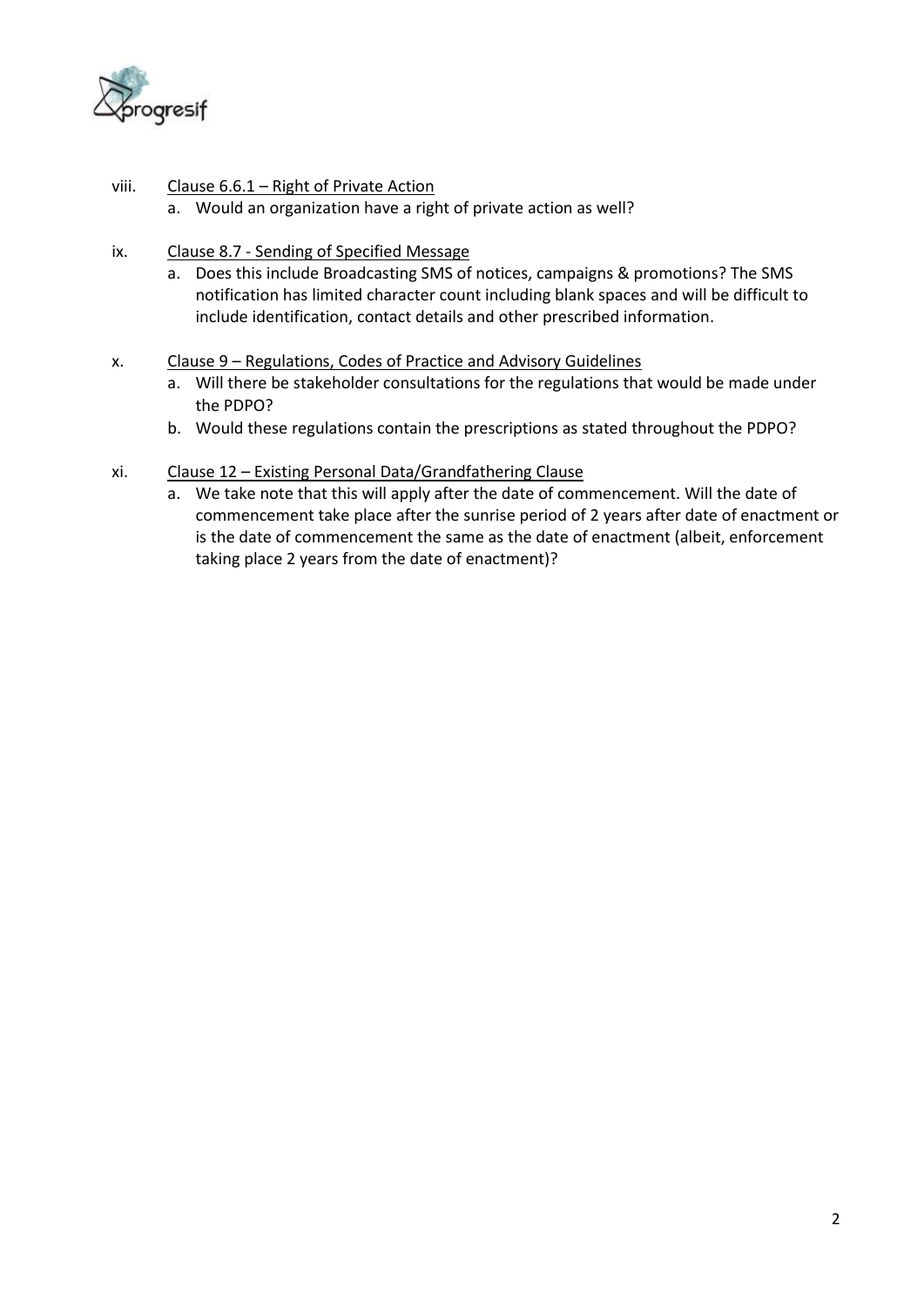viii. Clause 6.6.1 – Right of Private Action

   a. Would an organization have a right of private action as well?

ix. Clause 8.7 - Sending of Specified Message

   a. Does this include Broadcasting SMS of notices, campaigns & promotions? The SMS notification has limited character count including blank spaces and will be difficult to include identification, contact details and other prescribed information.

x. Clause 9 – Regulations, Codes of Practice and Advisory Guidelines

   a. Will there be stakeholder consultations for the regulations that would be made under the PDPO?
   b. Would these regulations contain the prescriptions as stated throughout the PDPO?

xi. Clause 12 – Existing Personal Data/Grandfathering Clause

   a. We take note that this will apply after the date of commencement. Will the date of commencement take place after the sunrise period of 2 years after date of enactment or is the date of commencement the same as the date of enactment (albeit, enforcement taking place 2 years from the date of enactment)?